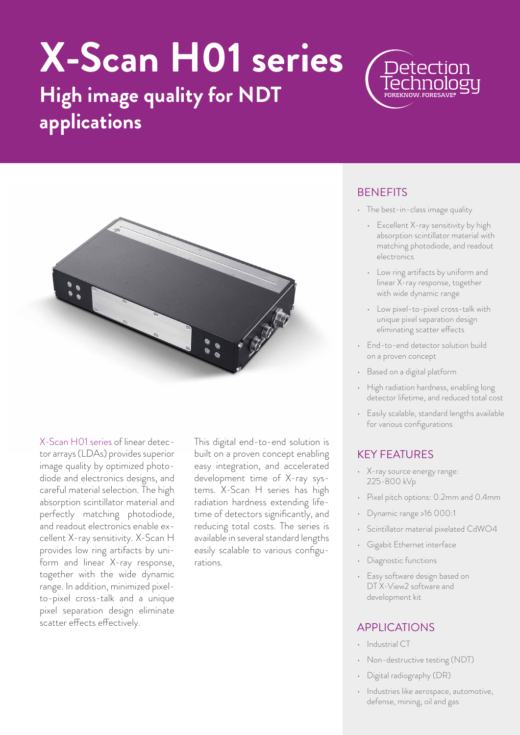# X-Scan H01 series

## High image quality for NDT applications

Detection Technology
FOREKNOW. FORESAVE®

X-Scan H01 series of linear detector arrays (LDAs) provides superior image quality by optimized photodiode and electronics designs, and careful material selection. The high absorption scintillator material and perfectly matching photodiode, and readout electronics enable excellent X-ray sensitivity. X-Scan H provides low ring artifacts by uniform and linear X-ray response, together with the wide dynamic range. In addition, minimized pixel-to-pixel cross-talk and a unique pixel separation design eliminate scatter effects effectively.

This digital end-to-end solution is built on a proven concept enabling easy integration, and accelerated development time of X-ray systems. X-Scan H series has high radiation hardness extending lifetime of detectors significantly, and reducing total costs. The series is available in several standard lengths easily scalable to various configurations.

### BENEFITS

- The best-in-class image quality
  - Excellent X-ray sensitivity by high absorption scintillator material with matching photodiode, and readout electronics
  - Low ring artifacts by uniform and linear X-ray response, together with wide dynamic range
  - Low pixel-to-pixel cross-talk with unique pixel separation design eliminating scatter effects
- End-to-end detector solution build on a proven concept
- Based on a digital platform
- High radiation hardness, enabling long detector lifetime, and reduced total cost
- Easily scalable, standard lengths available for various configurations

### KEY FEATURES

- X-ray source energy range: 225-800 kVp
- Pixel pitch options: 0.2mm and 0.4mm
- Dynamic range >16 000:1
- Scintillator material pixelated $CdWO_4$
- Gigabit Ethernet interface
- Diagnostic functions
- Easy software design based on DT X-View2 software and development kit

### APPLICATIONS

- Industrial CT
- Non-destructive testing (NDT)
- Digital radiography (DR)
- Industries like aerospace, automotive, defense, mining, oil and gas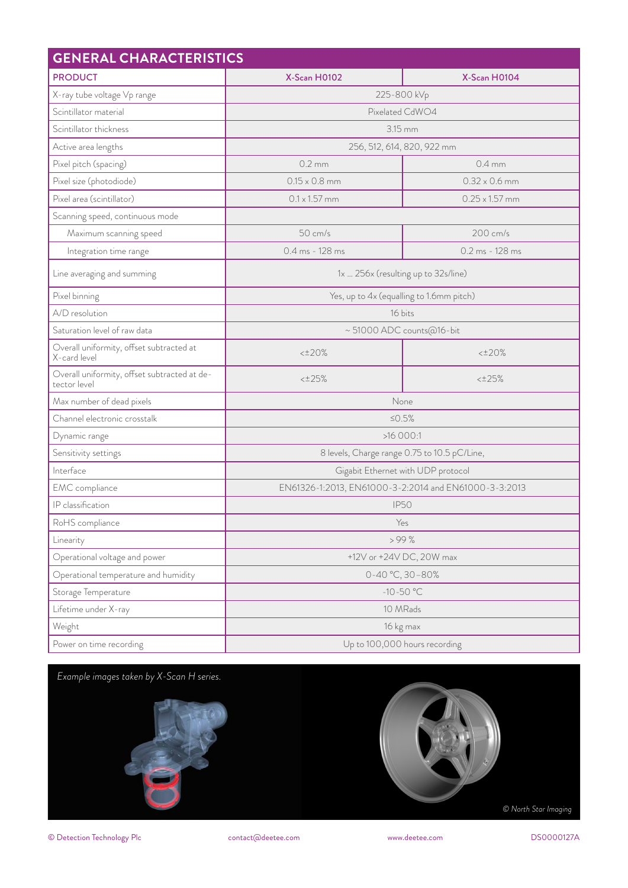## GENERAL CHARACTERISTICS

| PRODUCT | X-Scan H0102 | X-Scan H0104 |
|---|---|---|
| X-ray tube voltage Vp range | 225-800 kVp | |
| Scintillator material | Pixelated CdWO4 | |
| Scintillator thickness | 3.15 mm | |
| Active area lengths | 256, 512, 614, 820, 922 mm | |
| Pixel pitch (spacing) | 0.2 mm | 0.4 mm |
| Pixel size (photodiode) | 0.15 x 0.8 mm | 0.32 x 0.6 mm |
| Pixel area (scintillator) | 0.1 x 1.57 mm | 0.25 x 1.57 mm |
| Scanning speed, continuous mode | | |
| Maximum scanning speed | 50 cm/s | 200 cm/s |
| Integration time range | 0.4 ms - 128 ms | 0.2 ms - 128 ms |
| Line averaging and summing | 1x ... 256x (resulting up to 32s/line) | |
| Pixel binning | Yes, up to 4x (equalling to 1.6mm pitch) | |
| A/D resolution | 16 bits | |
| Saturation level of raw data | ~ 51000 ADC counts@16-bit | |
| Overall uniformity, offset subtracted at X-card level | <±20% | <±20% |
| Overall uniformity, offset subtracted at detector level | <±25% | <±25% |
| Max number of dead pixels | None | |
| Channel electronic crosstalk | ≤0.5% | |
| Dynamic range | >16 000:1 | |
| Sensitivity settings | 8 levels, Charge range 0.75 to 10.5 pC/Line, | |
| Interface | Gigabit Ethernet with UDP protocol | |
| EMC compliance | EN61326-1:2013, EN61000-3-2:2014 and EN61000-3-3:2013 | |
| IP classification | IP50 | |
| RoHS compliance | Yes | |
| Linearity | > 99 % | |
| Operational voltage and power | +12V or +24V DC, 20W max | |
| Operational temperature and humidity | 0-40 °C, 30-80% | |
| Storage Temperature | -10-50 °C | |
| Lifetime under X-ray | 10 MRads | |
| Weight | 16 kg max | |
| Power on time recording | Up to 100,000 hours recording | |

*Example images taken by X-Scan H series.*

© North Star Imaging

© Detection Technology Plc    contact@deetee.com    www.deetee.com    DS0000127A